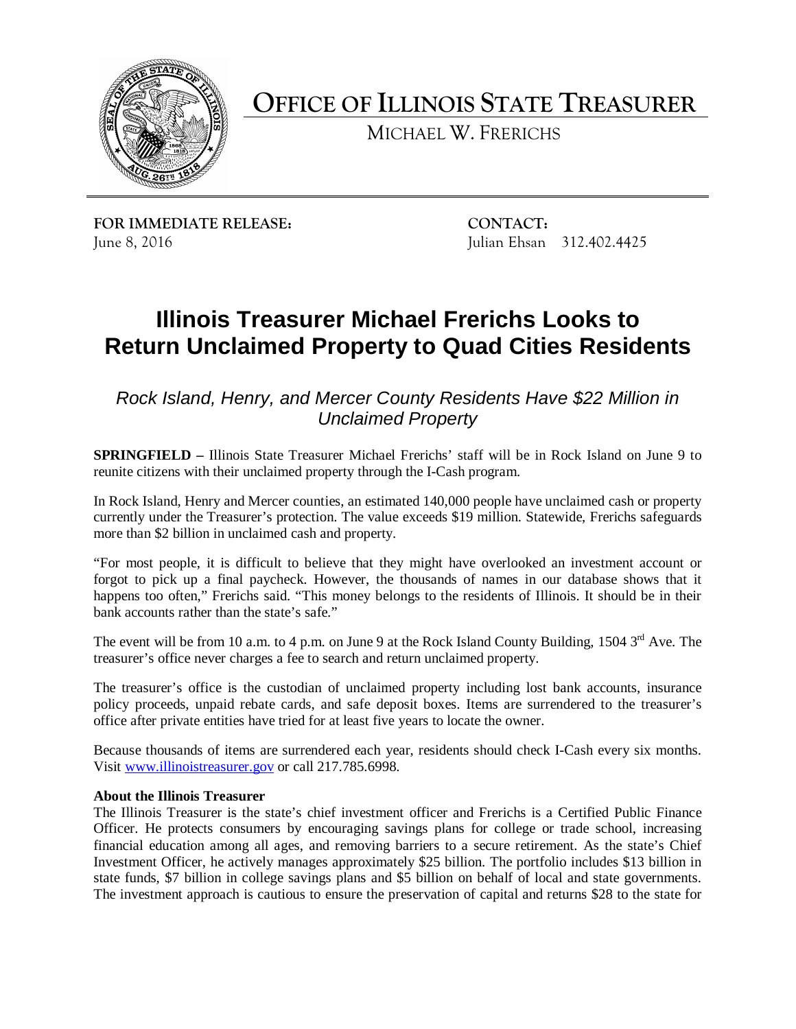# OFFICE OF ILLINOIS STATE TREASURER

MICHAEL W. FRERICHS

**FOR IMMEDIATE RELEASE:**
June 8, 2016

**CONTACT:**
Julian Ehsan 312.402.4425

## Illinois Treasurer Michael Frerichs Looks to Return Unclaimed Property to Quad Cities Residents

*Rock Island, Henry, and Mercer County Residents Have $22 Million in Unclaimed Property*

**SPRINGFIELD –** Illinois State Treasurer Michael Frerichs' staff will be in Rock Island on June 9 to reunite citizens with their unclaimed property through the I-Cash program.

In Rock Island, Henry and Mercer counties, an estimated 140,000 people have unclaimed cash or property currently under the Treasurer's protection. The value exceeds $19 million. Statewide, Frerichs safeguards more than $2 billion in unclaimed cash and property.

"For most people, it is difficult to believe that they might have overlooked an investment account or forgot to pick up a final paycheck. However, the thousands of names in our database shows that it happens too often," Frerichs said. "This money belongs to the residents of Illinois. It should be in their bank accounts rather than the state's safe."

The event will be from 10 a.m. to 4 p.m. on June 9 at the Rock Island County Building, 1504 3rd Ave. The treasurer's office never charges a fee to search and return unclaimed property.

The treasurer's office is the custodian of unclaimed property including lost bank accounts, insurance policy proceeds, unpaid rebate cards, and safe deposit boxes. Items are surrendered to the treasurer's office after private entities have tried for at least five years to locate the owner.

Because thousands of items are surrendered each year, residents should check I-Cash every six months. Visit www.illinoistreasurer.gov or call 217.785.6998.

**About the Illinois Treasurer**
The Illinois Treasurer is the state's chief investment officer and Frerichs is a Certified Public Finance Officer. He protects consumers by encouraging savings plans for college or trade school, increasing financial education among all ages, and removing barriers to a secure retirement. As the state's Chief Investment Officer, he actively manages approximately $25 billion. The portfolio includes $13 billion in state funds, $7 billion in college savings plans and $5 billion on behalf of local and state governments. The investment approach is cautious to ensure the preservation of capital and returns $28 to the state for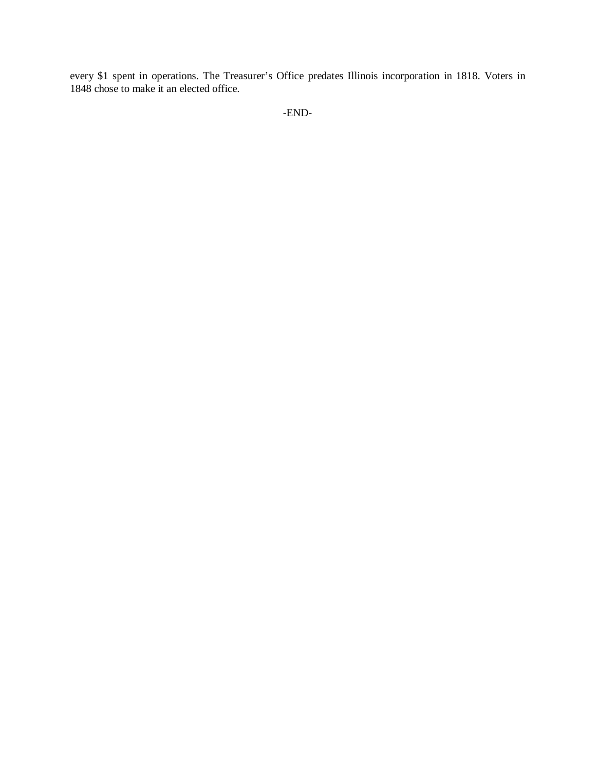every $1 spent in operations. The Treasurer's Office predates Illinois incorporation in 1818. Voters in 1848 chose to make it an elected office.

-END-